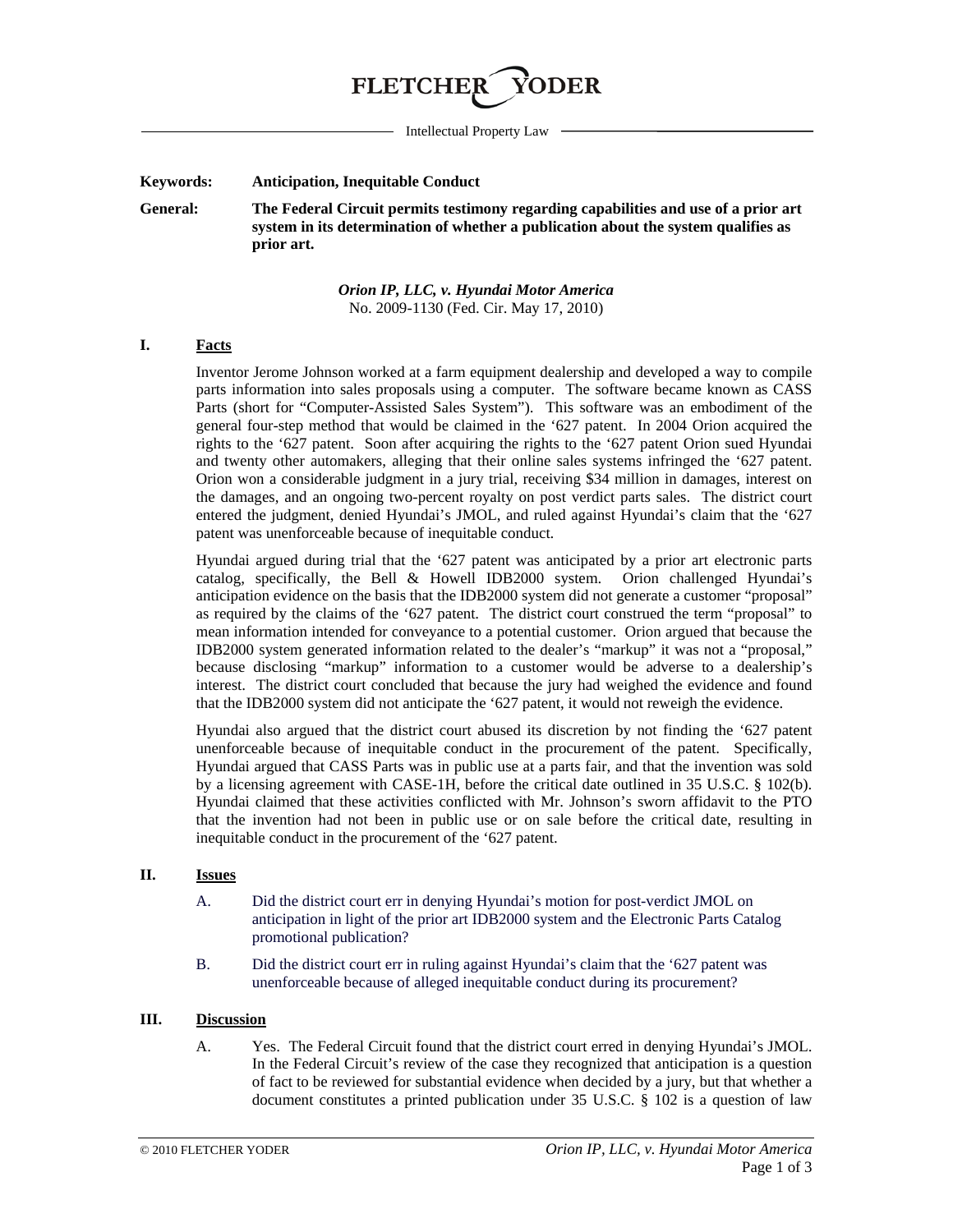FLETCHER YODER

Intellectual Property Law

**Keywords:** **Anticipation, Inequitable Conduct**

**General:** **The Federal Circuit permits testimony regarding capabilities and use of a prior art system in its determination of whether a publication about the system qualifies as prior art.**

***Orion IP, LLC, v. Hyundai Motor America***
No. 2009-1130 (Fed. Cir. May 17, 2010)

## I. Facts

Inventor Jerome Johnson worked at a farm equipment dealership and developed a way to compile parts information into sales proposals using a computer. The software became known as CASS Parts (short for "Computer-Assisted Sales System"). This software was an embodiment of the general four-step method that would be claimed in the '627 patent. In 2004 Orion acquired the rights to the '627 patent. Soon after acquiring the rights to the '627 patent Orion sued Hyundai and twenty other automakers, alleging that their online sales systems infringed the '627 patent. Orion won a considerable judgment in a jury trial, receiving $34 million in damages, interest on the damages, and an ongoing two-percent royalty on post verdict parts sales. The district court entered the judgment, denied Hyundai's JMOL, and ruled against Hyundai's claim that the '627 patent was unenforceable because of inequitable conduct.

Hyundai argued during trial that the '627 patent was anticipated by a prior art electronic parts catalog, specifically, the Bell & Howell IDB2000 system. Orion challenged Hyundai's anticipation evidence on the basis that the IDB2000 system did not generate a customer "proposal" as required by the claims of the '627 patent. The district court construed the term "proposal" to mean information intended for conveyance to a potential customer. Orion argued that because the IDB2000 system generated information related to the dealer's "markup" it was not a "proposal," because disclosing "markup" information to a customer would be adverse to a dealership's interest. The district court concluded that because the jury had weighed the evidence and found that the IDB2000 system did not anticipate the '627 patent, it would not reweigh the evidence.

Hyundai also argued that the district court abused its discretion by not finding the '627 patent unenforceable because of inequitable conduct in the procurement of the patent. Specifically, Hyundai argued that CASS Parts was in public use at a parts fair, and that the invention was sold by a licensing agreement with CASE-1H, before the critical date outlined in 35 U.S.C. § 102(b). Hyundai claimed that these activities conflicted with Mr. Johnson's sworn affidavit to the PTO that the invention had not been in public use or on sale before the critical date, resulting in inequitable conduct in the procurement of the '627 patent.

## II. Issues

A. Did the district court err in denying Hyundai's motion for post-verdict JMOL on anticipation in light of the prior art IDB2000 system and the Electronic Parts Catalog promotional publication?

B. Did the district court err in ruling against Hyundai's claim that the '627 patent was unenforceable because of alleged inequitable conduct during its procurement?

## III. Discussion

A. Yes. The Federal Circuit found that the district court erred in denying Hyundai's JMOL. In the Federal Circuit's review of the case they recognized that anticipation is a question of fact to be reviewed for substantial evidence when decided by a jury, but that whether a document constitutes a printed publication under 35 U.S.C. § 102 is a question of law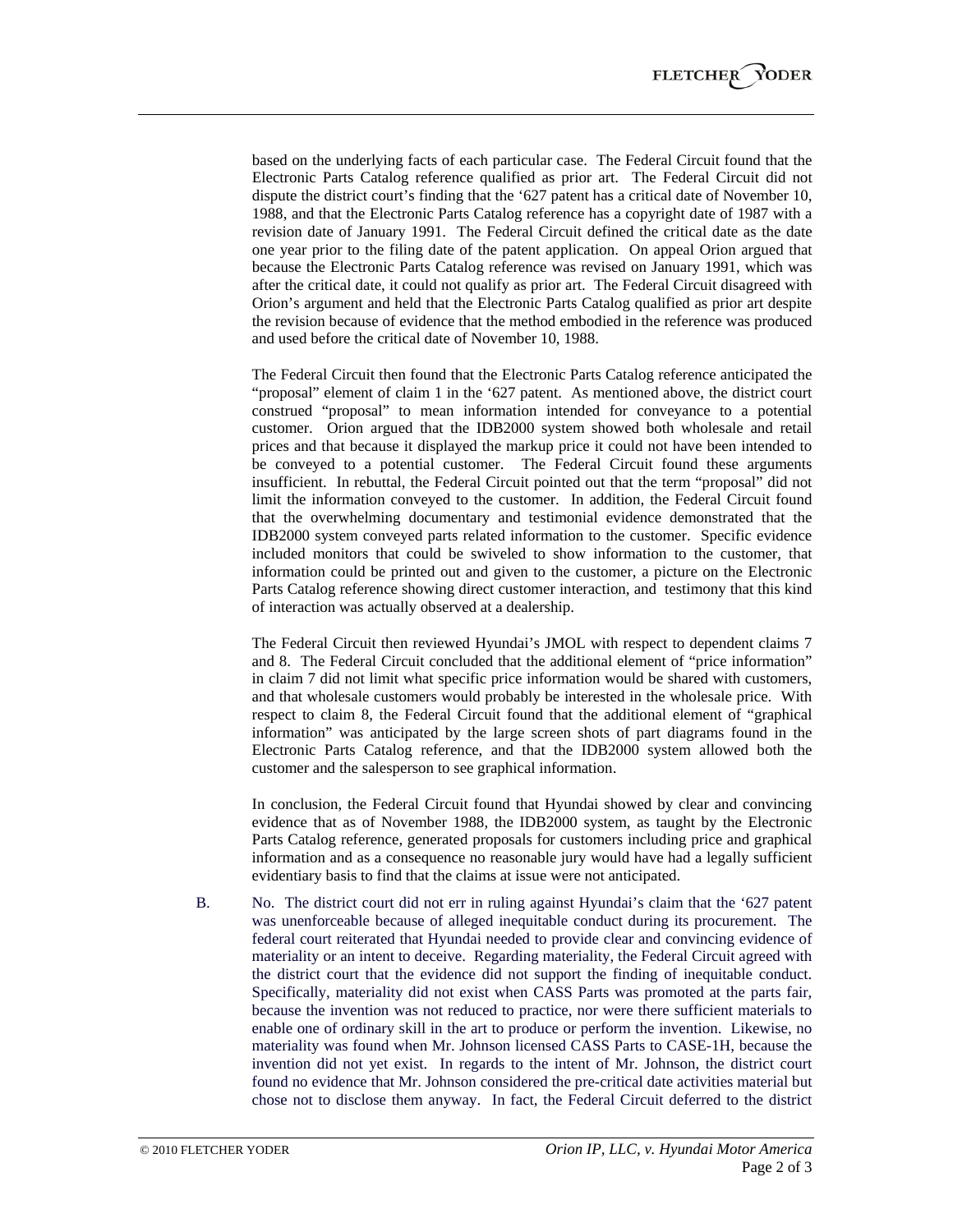based on the underlying facts of each particular case. The Federal Circuit found that the Electronic Parts Catalog reference qualified as prior art. The Federal Circuit did not dispute the district court's finding that the '627 patent has a critical date of November 10, 1988, and that the Electronic Parts Catalog reference has a copyright date of 1987 with a revision date of January 1991. The Federal Circuit defined the critical date as the date one year prior to the filing date of the patent application. On appeal Orion argued that because the Electronic Parts Catalog reference was revised on January 1991, which was after the critical date, it could not qualify as prior art. The Federal Circuit disagreed with Orion's argument and held that the Electronic Parts Catalog qualified as prior art despite the revision because of evidence that the method embodied in the reference was produced and used before the critical date of November 10, 1988.

The Federal Circuit then found that the Electronic Parts Catalog reference anticipated the "proposal" element of claim 1 in the '627 patent. As mentioned above, the district court construed "proposal" to mean information intended for conveyance to a potential customer. Orion argued that the IDB2000 system showed both wholesale and retail prices and that because it displayed the markup price it could not have been intended to be conveyed to a potential customer. The Federal Circuit found these arguments insufficient. In rebuttal, the Federal Circuit pointed out that the term "proposal" did not limit the information conveyed to the customer. In addition, the Federal Circuit found that the overwhelming documentary and testimonial evidence demonstrated that the IDB2000 system conveyed parts related information to the customer. Specific evidence included monitors that could be swiveled to show information to the customer, that information could be printed out and given to the customer, a picture on the Electronic Parts Catalog reference showing direct customer interaction, and testimony that this kind of interaction was actually observed at a dealership.

The Federal Circuit then reviewed Hyundai's JMOL with respect to dependent claims 7 and 8. The Federal Circuit concluded that the additional element of "price information" in claim 7 did not limit what specific price information would be shared with customers, and that wholesale customers would probably be interested in the wholesale price. With respect to claim 8, the Federal Circuit found that the additional element of "graphical information" was anticipated by the large screen shots of part diagrams found in the Electronic Parts Catalog reference, and that the IDB2000 system allowed both the customer and the salesperson to see graphical information.

In conclusion, the Federal Circuit found that Hyundai showed by clear and convincing evidence that as of November 1988, the IDB2000 system, as taught by the Electronic Parts Catalog reference, generated proposals for customers including price and graphical information and as a consequence no reasonable jury would have had a legally sufficient evidentiary basis to find that the claims at issue were not anticipated.

B. No. The district court did not err in ruling against Hyundai's claim that the '627 patent was unenforceable because of alleged inequitable conduct during its procurement. The federal court reiterated that Hyundai needed to provide clear and convincing evidence of materiality or an intent to deceive. Regarding materiality, the Federal Circuit agreed with the district court that the evidence did not support the finding of inequitable conduct. Specifically, materiality did not exist when CASS Parts was promoted at the parts fair, because the invention was not reduced to practice, nor were there sufficient materials to enable one of ordinary skill in the art to produce or perform the invention. Likewise, no materiality was found when Mr. Johnson licensed CASS Parts to CASE-1H, because the invention did not yet exist. In regards to the intent of Mr. Johnson, the district court found no evidence that Mr. Johnson considered the pre-critical date activities material but chose not to disclose them anyway. In fact, the Federal Circuit deferred to the district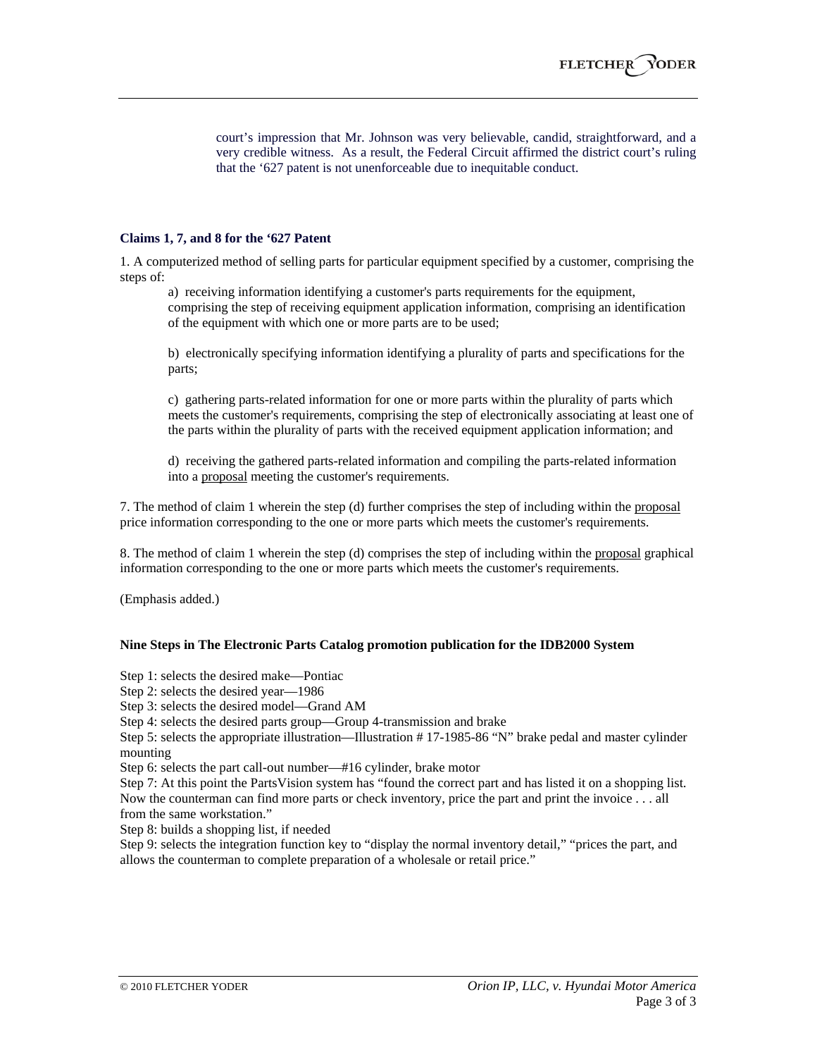court's impression that Mr. Johnson was very believable, candid, straightforward, and a very credible witness. As a result, the Federal Circuit affirmed the district court's ruling that the '627 patent is not unenforceable due to inequitable conduct.

### Claims 1, 7, and 8 for the '627 Patent

1. A computerized method of selling parts for particular equipment specified by a customer, comprising the steps of:

   a) receiving information identifying a customer's parts requirements for the equipment, comprising the step of receiving equipment application information, comprising an identification of the equipment with which one or more parts are to be used;

   b) electronically specifying information identifying a plurality of parts and specifications for the parts;

   c) gathering parts-related information for one or more parts within the plurality of parts which meets the customer's requirements, comprising the step of electronically associating at least one of the parts within the plurality of parts with the received equipment application information; and

   d) receiving the gathered parts-related information and compiling the parts-related information into a <u>proposal</u> meeting the customer's requirements.

7. The method of claim 1 wherein the step (d) further comprises the step of including within the <u>proposal</u> price information corresponding to the one or more parts which meets the customer's requirements.

8. The method of claim 1 wherein the step (d) comprises the step of including within the <u>proposal</u> graphical information corresponding to the one or more parts which meets the customer's requirements.

(Emphasis added.)

### Nine Steps in The Electronic Parts Catalog promotion publication for the IDB2000 System

Step 1: selects the desired make—Pontiac
Step 2: selects the desired year—1986
Step 3: selects the desired model—Grand AM
Step 4: selects the desired parts group—Group 4-transmission and brake
Step 5: selects the appropriate illustration—Illustration # 17-1985-86 "N" brake pedal and master cylinder mounting
Step 6: selects the part call-out number—#16 cylinder, brake motor
Step 7: At this point the PartsVision system has "found the correct part and has listed it on a shopping list. Now the counterman can find more parts or check inventory, price the part and print the invoice . . . all from the same workstation."
Step 8: builds a shopping list, if needed
Step 9: selects the integration function key to "display the normal inventory detail," "prices the part, and allows the counterman to complete preparation of a wholesale or retail price."

© 2010 FLETCHER YODER *Orion IP, LLC, v. Hyundai Motor America*